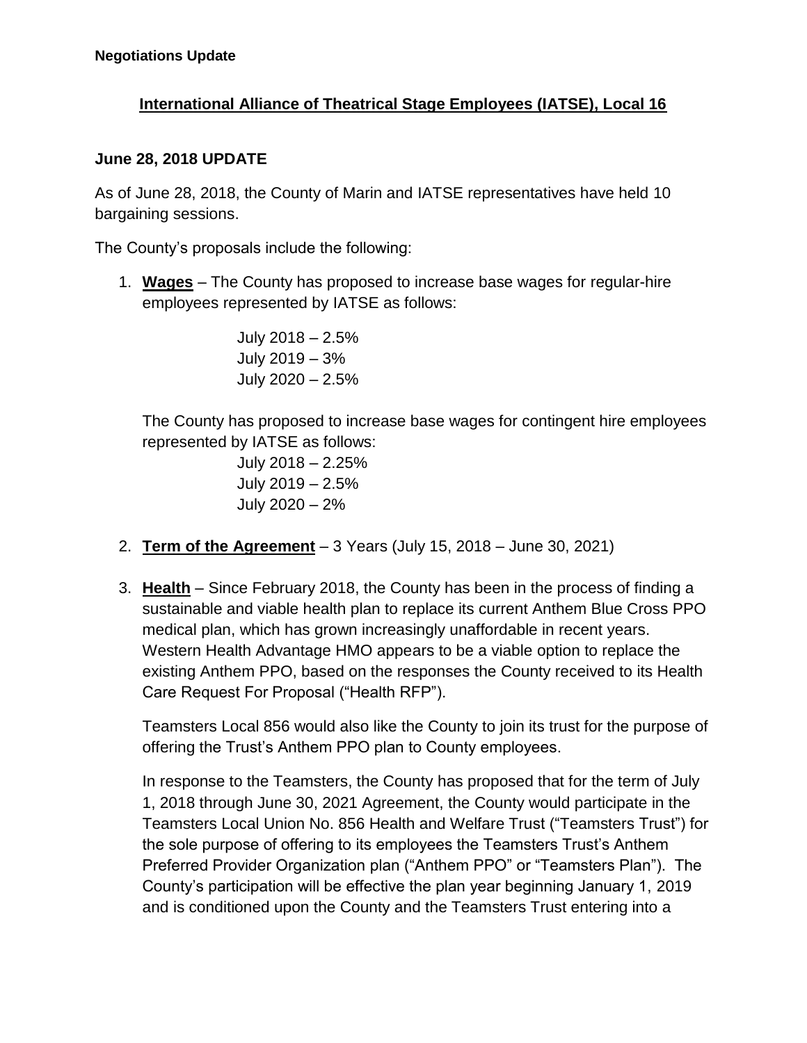**Negotiations Update**

## International Alliance of Theatrical Stage Employees (IATSE), Local 16

### June 28, 2018 UPDATE

As of June 28, 2018, the County of Marin and IATSE representatives have held 10 bargaining sessions.

The County's proposals include the following:

1. **Wages** – The County has proposed to increase base wages for regular-hire employees represented by IATSE as follows:

   July 2018 – 2.5%
   July 2019 – 3%
   July 2020 – 2.5%

   The County has proposed to increase base wages for contingent hire employees represented by IATSE as follows:

   July 2018 – 2.25%
   July 2019 – 2.5%
   July 2020 – 2%

2. **Term of the Agreement** – 3 Years (July 15, 2018 – June 30, 2021)

3. **Health** – Since February 2018, the County has been in the process of finding a sustainable and viable health plan to replace its current Anthem Blue Cross PPO medical plan, which has grown increasingly unaffordable in recent years. Western Health Advantage HMO appears to be a viable option to replace the existing Anthem PPO, based on the responses the County received to its Health Care Request For Proposal ("Health RFP").

   Teamsters Local 856 would also like the County to join its trust for the purpose of offering the Trust's Anthem PPO plan to County employees.

   In response to the Teamsters, the County has proposed that for the term of July 1, 2018 through June 30, 2021 Agreement, the County would participate in the Teamsters Local Union No. 856 Health and Welfare Trust ("Teamsters Trust") for the sole purpose of offering to its employees the Teamsters Trust's Anthem Preferred Provider Organization plan ("Anthem PPO" or "Teamsters Plan"). The County's participation will be effective the plan year beginning January 1, 2019 and is conditioned upon the County and the Teamsters Trust entering into a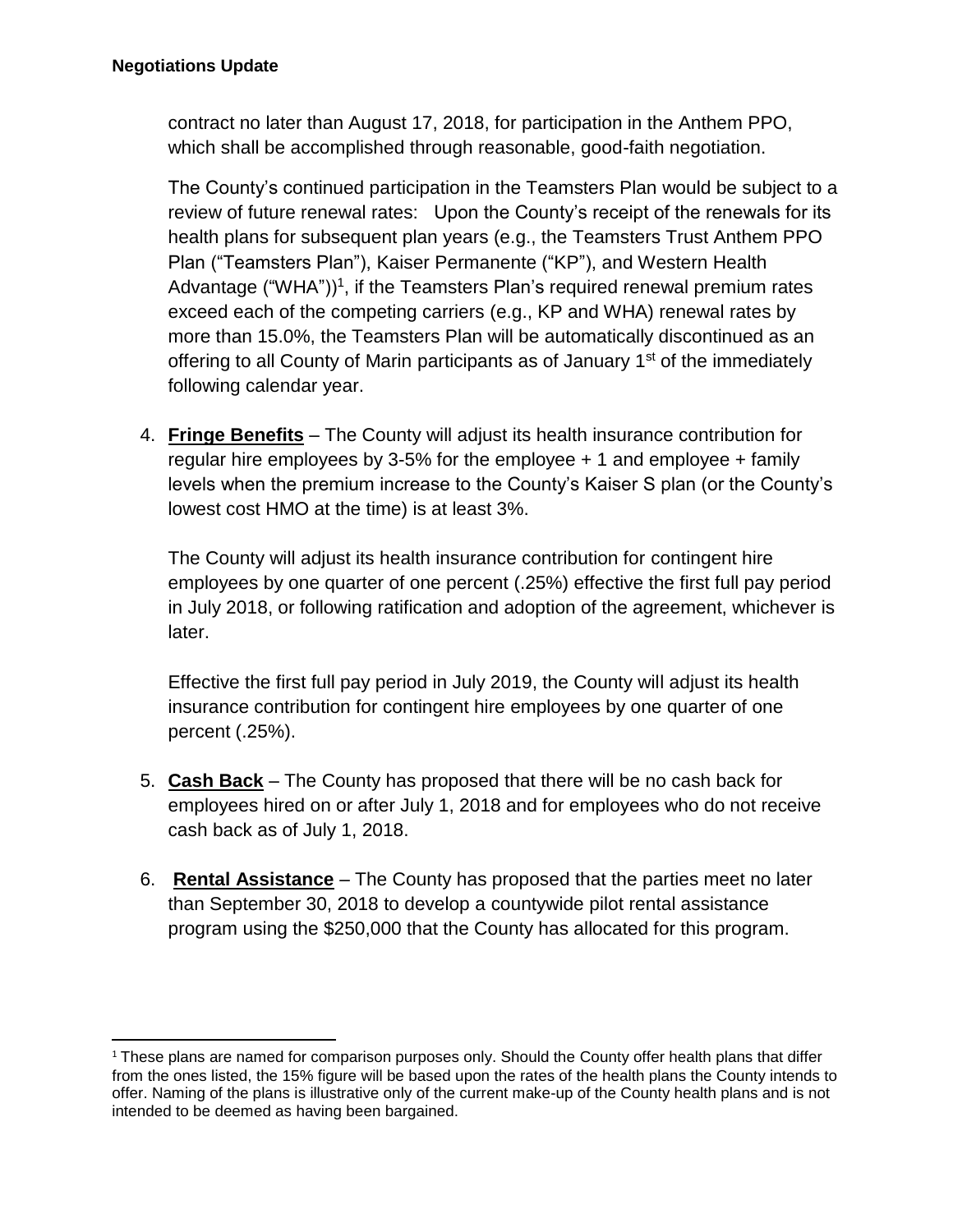contract no later than August 17, 2018, for participation in the Anthem PPO, which shall be accomplished through reasonable, good-faith negotiation.

The County's continued participation in the Teamsters Plan would be subject to a review of future renewal rates: Upon the County's receipt of the renewals for its health plans for subsequent plan years (e.g., the Teamsters Trust Anthem PPO Plan ("Teamsters Plan"), Kaiser Permanente ("KP"), and Western Health Advantage ("WHA"))[1], if the Teamsters Plan's required renewal premium rates exceed each of the competing carriers (e.g., KP and WHA) renewal rates by more than 15.0%, the Teamsters Plan will be automatically discontinued as an offering to all County of Marin participants as of January 1st of the immediately following calendar year.

4. **Fringe Benefits** – The County will adjust its health insurance contribution for regular hire employees by 3-5% for the employee + 1 and employee + family levels when the premium increase to the County's Kaiser S plan (or the County's lowest cost HMO at the time) is at least 3%.

   The County will adjust its health insurance contribution for contingent hire employees by one quarter of one percent (.25%) effective the first full pay period in July 2018, or following ratification and adoption of the agreement, whichever is later.

   Effective the first full pay period in July 2019, the County will adjust its health insurance contribution for contingent hire employees by one quarter of one percent (.25%).

5. **Cash Back** – The County has proposed that there will be no cash back for employees hired on or after July 1, 2018 and for employees who do not receive cash back as of July 1, 2018.

6. **Rental Assistance** – The County has proposed that the parties meet no later than September 30, 2018 to develop a countywide pilot rental assistance program using the $250,000 that the County has allocated for this program.

[1] These plans are named for comparison purposes only. Should the County offer health plans that differ from the ones listed, the 15% figure will be based upon the rates of the health plans the County intends to offer. Naming of the plans is illustrative only of the current make-up of the County health plans and is not intended to be deemed as having been bargained.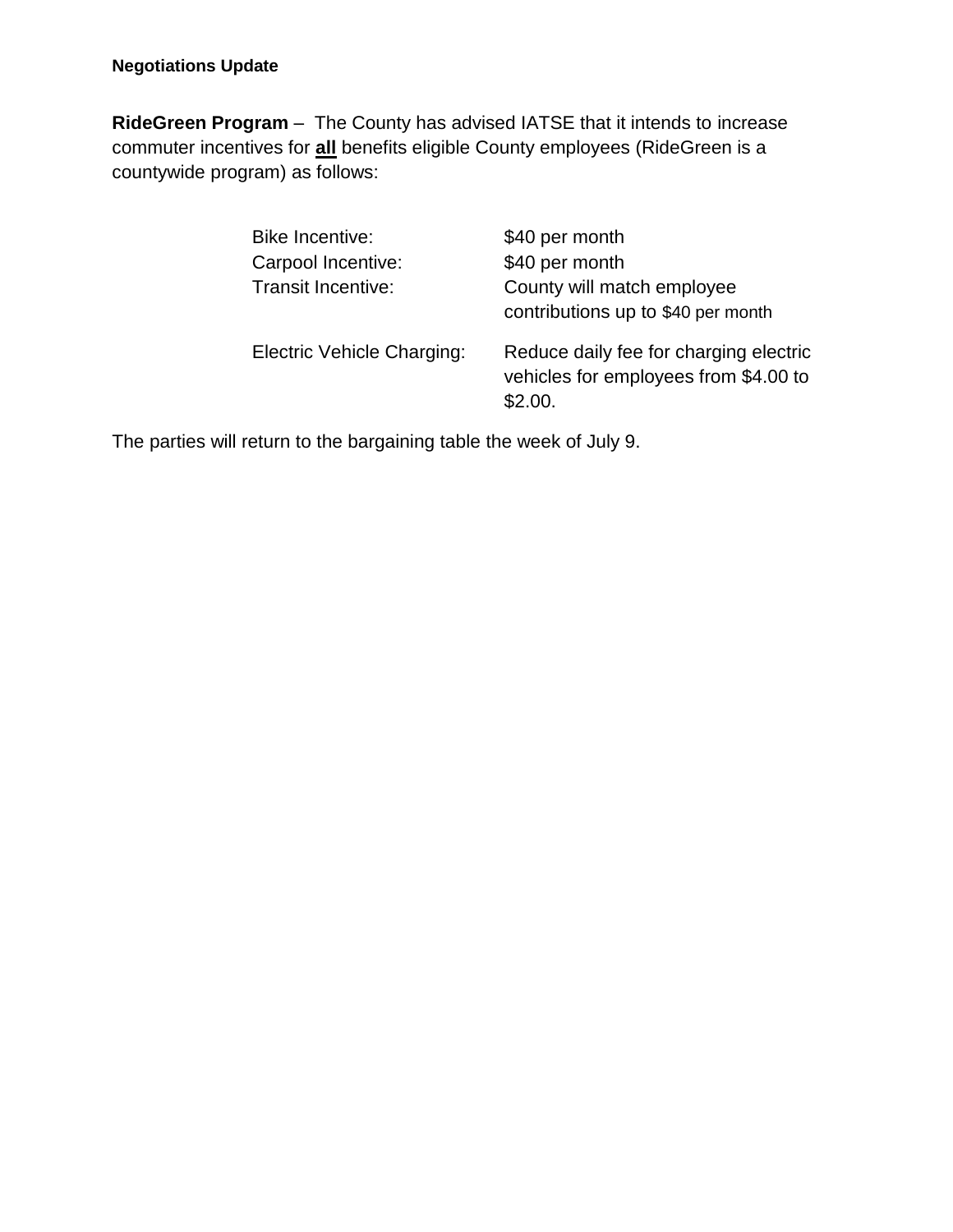**Negotiations Update**

**RideGreen Program** – The County has advised IATSE that it intends to increase commuter incentives for **all** benefits eligible County employees (RideGreen is a countywide program) as follows:

| | |
|---|---|
| Bike Incentive: | $40 per month |
| Carpool Incentive: | $40 per month |
| Transit Incentive: | County will match employee contributions up to $40 per month |
| Electric Vehicle Charging: | Reduce daily fee for charging electric vehicles for employees from $4.00 to $2.00. |

The parties will return to the bargaining table the week of July 9.